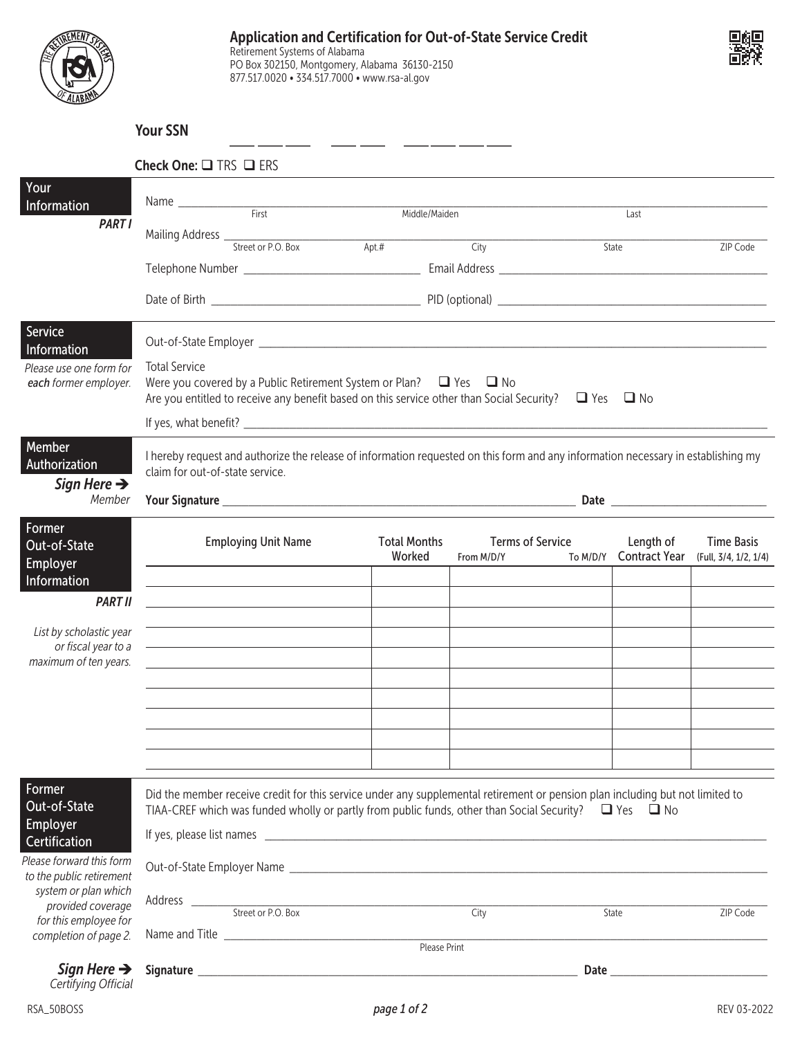# Application and Certification for Out-of-State Service Credit

Retirement Systems of Alabama
PO Box 302150, Montgomery, Alabama 36130-2150
877.517.0020 • 334.517.7000 • www.rsa-al.gov

**Your SSN** ___ ___ ___ – ___ ___ – ___ ___ ___ ___

**Check One:** ☐ TRS ☐ ERS

## Your Information

*PART I*

Name ______________________________
First / Middle/Maiden / Last

Mailing Address ______________________________
Street or P.O. Box / Apt.# / City / State / ZIP Code

Telephone Number ______________ Email Address ______________

Date of Birth ______________ PID (optional) ______________

## Service Information

*Please use one form for **each** former employer.*

Out-of-State Employer ______________________________

Total Service
Were you covered by a Public Retirement System or Plan? ☐ Yes ☐ No
Are you entitled to receive any benefit based on this service other than Social Security? ☐ Yes ☐ No

If yes, what benefit? ______________________________

## Member Authorization

I hereby request and authorize the release of information requested on this form and any information necessary in establishing my claim for out-of-state service.

***Sign Here →*** *Member*

**Your Signature** ______________________________ **Date** ______________

## Former Out-of-State Employer Information

*PART II*

*List by scholastic year or fiscal year to a maximum of ten years.*

| Employing Unit Name | Total Months Worked | Terms of Service From M/D/Y To M/D/Y | Length of Contract Year | Time Basis (Full, 3/4, 1/2, 1/4) |
|---|---|---|---|---|
| | | | | |
| | | | | |
| | | | | |
| | | | | |
| | | | | |
| | | | | |
| | | | | |
| | | | | |
| | | | | |
| | | | | |

## Former Out-of-State Employer Certification

*Please forward this form to the public retirement system or plan which provided coverage for this employee for completion of page 2.*

Did the member receive credit for this service under any supplemental retirement or pension plan including but not limited to TIAA-CREF which was funded wholly or partly from public funds, other than Social Security? ☐ Yes ☐ No

If yes, please list names ______________________________

Out-of-State Employer Name ______________________________

Address ______________________________
Street or P.O. Box / City / State / ZIP Code

Name and Title ______________________________
Please Print

***Sign Here →*** *Certifying Official*

**Signature** ______________________________ **Date** ______________

RSA_50BOSS REV 03-2022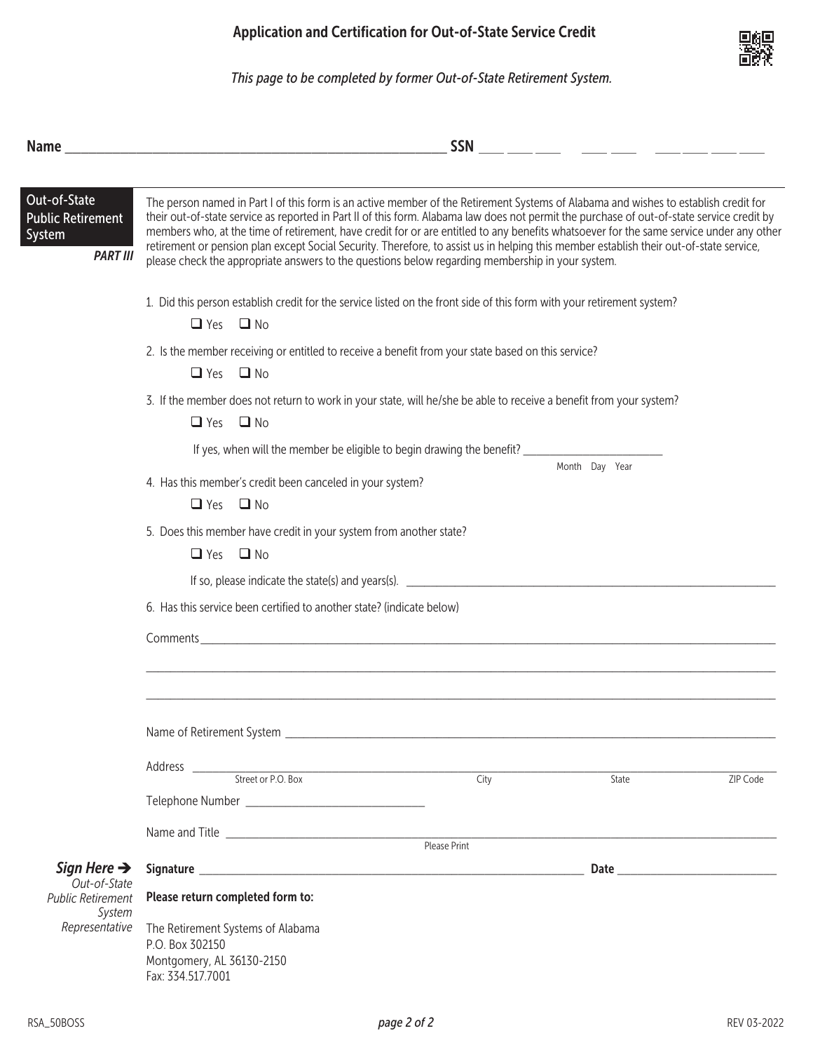# Application and Certification for Out-of-State Service Credit

*This page to be completed by former Out-of-State Retirement System.*

**Name** ______________________________ **SSN** ___ ___ ___ — ___ ___ — ___ ___ ___ ___

## Out-of-State Public Retirement System

***PART III***

The person named in Part I of this form is an active member of the Retirement Systems of Alabama and wishes to establish credit for their out-of-state service as reported in Part II of this form. Alabama law does not permit the purchase of out-of-state service credit by members who, at the time of retirement, have credit for or are entitled to any benefits whatsoever for the same service under any other retirement or pension plan except Social Security. Therefore, to assist us in helping this member establish their out-of-state service, please check the appropriate answers to the questions below regarding membership in your system.

1. Did this person establish credit for the service listed on the front side of this form with your retirement system?

   ☐ Yes ☐ No

2. Is the member receiving or entitled to receive a benefit from your state based on this service?

   ☐ Yes ☐ No

3. If the member does not return to work in your state, will he/she be able to receive a benefit from your system?

   ☐ Yes ☐ No

   If yes, when will the member be eligible to begin drawing the benefit? ____________ (Month Day Year)

4. Has this member's credit been canceled in your system?

   ☐ Yes ☐ No

5. Does this member have credit in your system from another state?

   ☐ Yes ☐ No

   If so, please indicate the state(s) and years(s). ______________________________

6. Has this service been certified to another state? (indicate below)

Comments ______________________________

______________________________

______________________________

Name of Retirement System ______________________________

Address ______________________________
Street or P.O. Box — City — State — ZIP Code

Telephone Number ______________________________

Name and Title ______________________________
Please Print

***Sign Here →*** *Out-of-State Public Retirement System Representative*

**Signature** ______________________________ **Date** ______________

**Please return completed form to:**

The Retirement Systems of Alabama
P.O. Box 302150
Montgomery, AL 36130-2150
Fax: 334.517.7001

RSA_50BOSS — REV 03-2022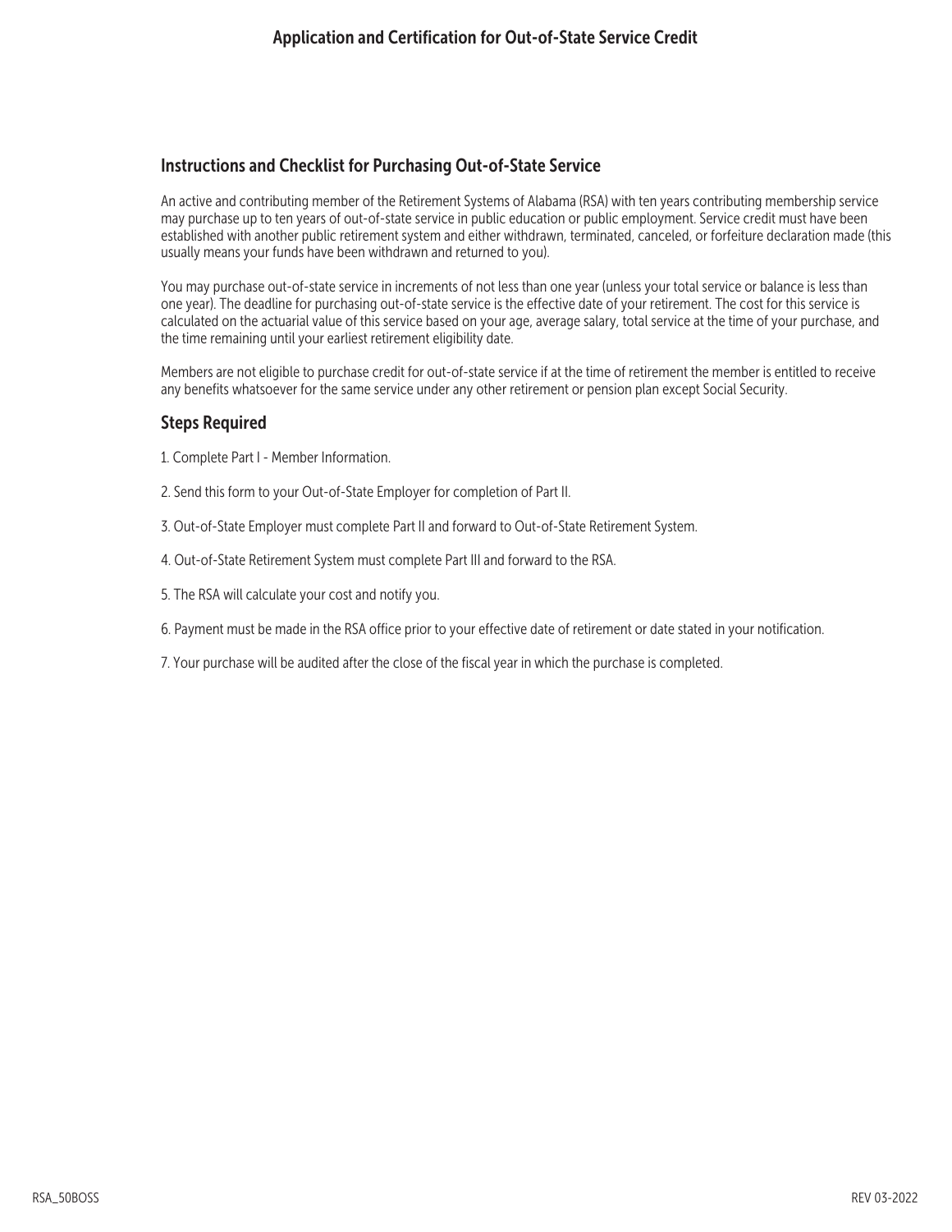# Application and Certification for Out-of-State Service Credit

## Instructions and Checklist for Purchasing Out-of-State Service

An active and contributing member of the Retirement Systems of Alabama (RSA) with ten years contributing membership service may purchase up to ten years of out-of-state service in public education or public employment. Service credit must have been established with another public retirement system and either withdrawn, terminated, canceled, or forfeiture declaration made (this usually means your funds have been withdrawn and returned to you).

You may purchase out-of-state service in increments of not less than one year (unless your total service or balance is less than one year). The deadline for purchasing out-of-state service is the effective date of your retirement. The cost for this service is calculated on the actuarial value of this service based on your age, average salary, total service at the time of your purchase, and the time remaining until your earliest retirement eligibility date.

Members are not eligible to purchase credit for out-of-state service if at the time of retirement the member is entitled to receive any benefits whatsoever for the same service under any other retirement or pension plan except Social Security.

## Steps Required

1. Complete Part I - Member Information.
2. Send this form to your Out-of-State Employer for completion of Part II.
3. Out-of-State Employer must complete Part II and forward to Out-of-State Retirement System.
4. Out-of-State Retirement System must complete Part III and forward to the RSA.
5. The RSA will calculate your cost and notify you.
6. Payment must be made in the RSA office prior to your effective date of retirement or date stated in your notification.
7. Your purchase will be audited after the close of the fiscal year in which the purchase is completed.

RSA_50BOSS REV 03-2022